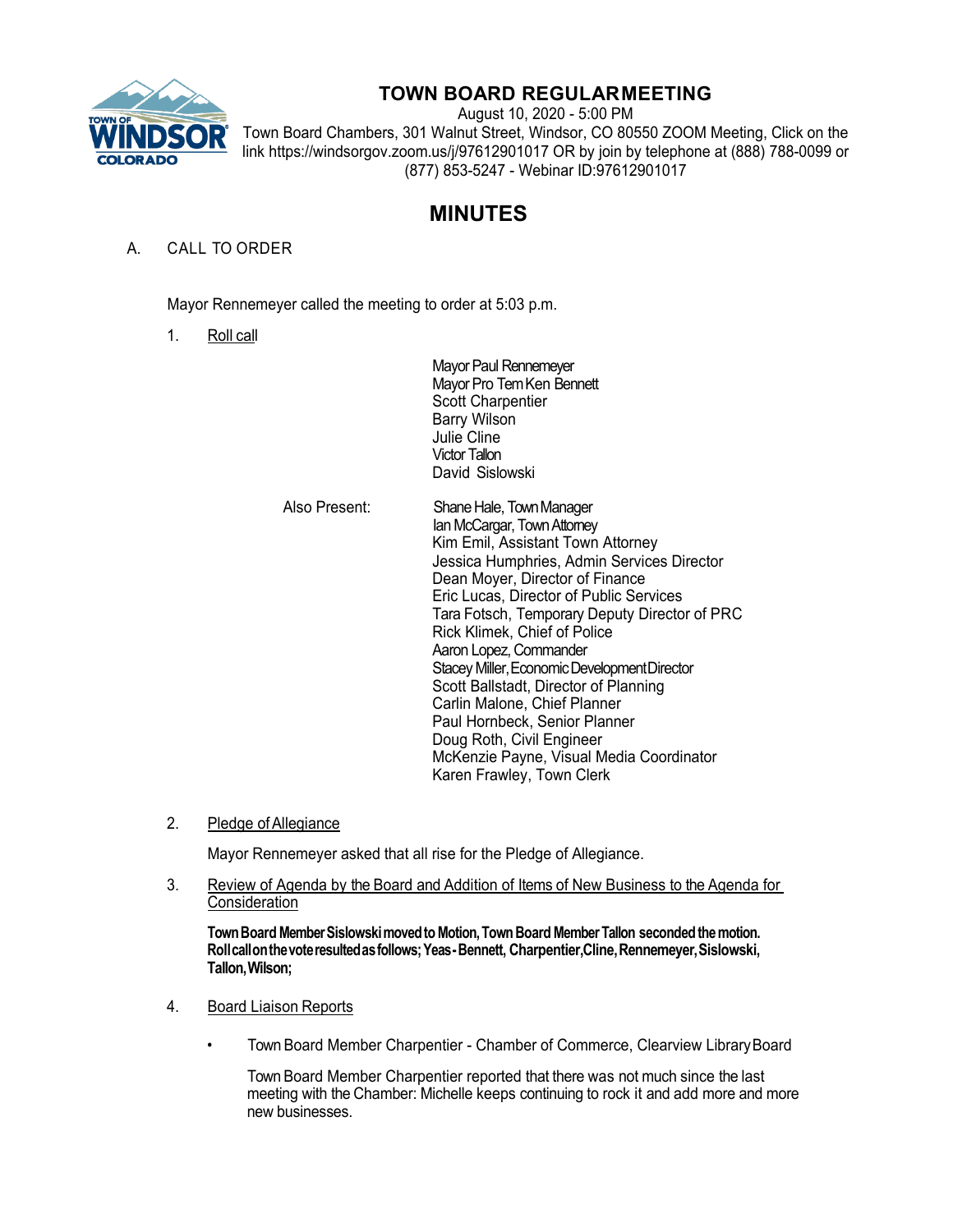# TOWN BOARD REGULAR MEETING

August 10, 2020 - 5:00 PM

Town Board Chambers, 301 Walnut Street, Windsor, CO 80550 ZOOM Meeting, Click on the link https://windsorgov.zoom.us/j/97612901017 OR by join by telephone at (888) 788-0099 or (877) 853-5247 - Webinar ID:97612901017

## MINUTES

A. CALL TO ORDER

Mayor Rennemeyer called the meeting to order at 5:03 p.m.

1. Roll call

Mayor Paul Rennemeyer
Mayor Pro Tem Ken Bennett
Scott Charpentier
Barry Wilson
Julie Cline
Victor Tallon
David Sislowski

Also Present:

Shane Hale, Town Manager
Ian McCargar, Town Attorney
Kim Emil, Assistant Town Attorney
Jessica Humphries, Admin Services Director
Dean Moyer, Director of Finance
Eric Lucas, Director of Public Services
Tara Fotsch, Temporary Deputy Director of PRC
Rick Klimek, Chief of Police
Aaron Lopez, Commander
Stacey Miller, Economic Development Director
Scott Ballstadt, Director of Planning
Carlin Malone, Chief Planner
Paul Hornbeck, Senior Planner
Doug Roth, Civil Engineer
McKenzie Payne, Visual Media Coordinator
Karen Frawley, Town Clerk

2. Pledge of Allegiance

Mayor Rennemeyer asked that all rise for the Pledge of Allegiance.

3. Review of Agenda by the Board and Addition of Items of New Business to the Agenda for Consideration

**Town Board Member Sislowski moved to Motion, Town Board Member Tallon seconded the motion. Roll call on the vote resulted as follows; Yeas - Bennett, Charpentier, Cline, Rennemeyer, Sislowski, Tallon, Wilson;**

4. Board Liaison Reports

- Town Board Member Charpentier - Chamber of Commerce, Clearview Library Board

  Town Board Member Charpentier reported that there was not much since the last meeting with the Chamber: Michelle keeps continuing to rock it and add more and more new businesses.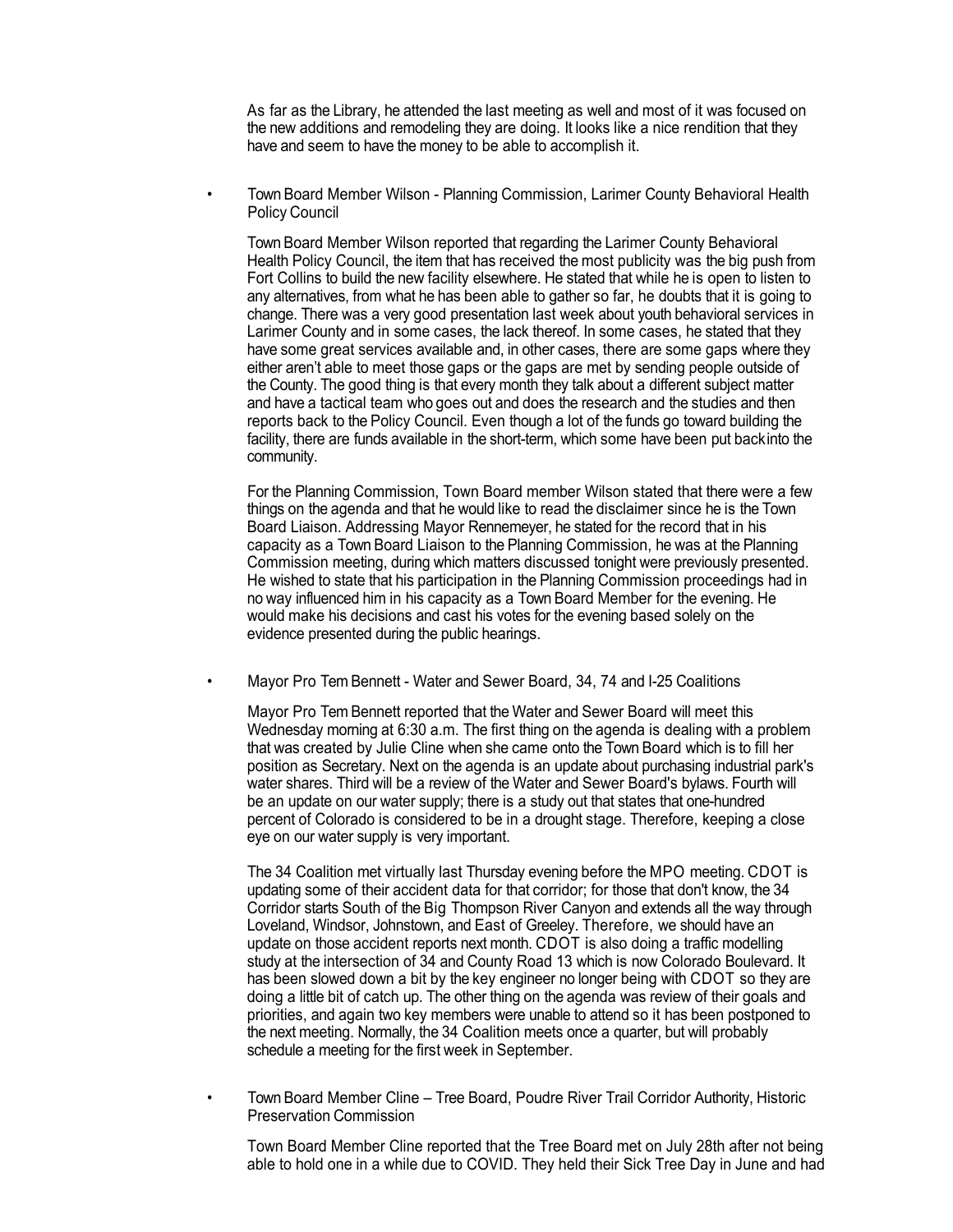As far as the Library, he attended the last meeting as well and most of it was focused on the new additions and remodeling they are doing. It looks like a nice rendition that they have and seem to have the money to be able to accomplish it.

- Town Board Member Wilson - Planning Commission, Larimer County Behavioral Health Policy Council

  Town Board Member Wilson reported that regarding the Larimer County Behavioral Health Policy Council, the item that has received the most publicity was the big push from Fort Collins to build the new facility elsewhere. He stated that while he is open to listen to any alternatives, from what he has been able to gather so far, he doubts that it is going to change. There was a very good presentation last week about youth behavioral services in Larimer County and in some cases, the lack thereof. In some cases, he stated that they have some great services available and, in other cases, there are some gaps where they either aren't able to meet those gaps or the gaps are met by sending people outside of the County. The good thing is that every month they talk about a different subject matter and have a tactical team who goes out and does the research and the studies and then reports back to the Policy Council. Even though a lot of the funds go toward building the facility, there are funds available in the short-term, which some have been put backinto the community.

  For the Planning Commission, Town Board member Wilson stated that there were a few things on the agenda and that he would like to read the disclaimer since he is the Town Board Liaison. Addressing Mayor Rennemeyer, he stated for the record that in his capacity as a Town Board Liaison to the Planning Commission, he was at the Planning Commission meeting, during which matters discussed tonight were previously presented. He wished to state that his participation in the Planning Commission proceedings had in no way influenced him in his capacity as a Town Board Member for the evening. He would make his decisions and cast his votes for the evening based solely on the evidence presented during the public hearings.

- Mayor Pro Tem Bennett - Water and Sewer Board, 34, 74 and I-25 Coalitions

  Mayor Pro Tem Bennett reported that the Water and Sewer Board will meet this Wednesday morning at 6:30 a.m. The first thing on the agenda is dealing with a problem that was created by Julie Cline when she came onto the Town Board which is to fill her position as Secretary. Next on the agenda is an update about purchasing industrial park's water shares. Third will be a review of the Water and Sewer Board's bylaws. Fourth will be an update on our water supply; there is a study out that states that one-hundred percent of Colorado is considered to be in a drought stage. Therefore, keeping a close eye on our water supply is very important.

  The 34 Coalition met virtually last Thursday evening before the MPO meeting. CDOT is updating some of their accident data for that corridor; for those that don't know, the 34 Corridor starts South of the Big Thompson River Canyon and extends all the way through Loveland, Windsor, Johnstown, and East of Greeley. Therefore, we should have an update on those accident reports next month. CDOT is also doing a traffic modelling study at the intersection of 34 and County Road 13 which is now Colorado Boulevard. It has been slowed down a bit by the key engineer no longer being with CDOT so they are doing a little bit of catch up. The other thing on the agenda was review of their goals and priorities, and again two key members were unable to attend so it has been postponed to the next meeting. Normally, the 34 Coalition meets once a quarter, but will probably schedule a meeting for the first week in September.

- Town Board Member Cline – Tree Board, Poudre River Trail Corridor Authority, Historic Preservation Commission

  Town Board Member Cline reported that the Tree Board met on July 28th after not being able to hold one in a while due to COVID. They held their Sick Tree Day in June and had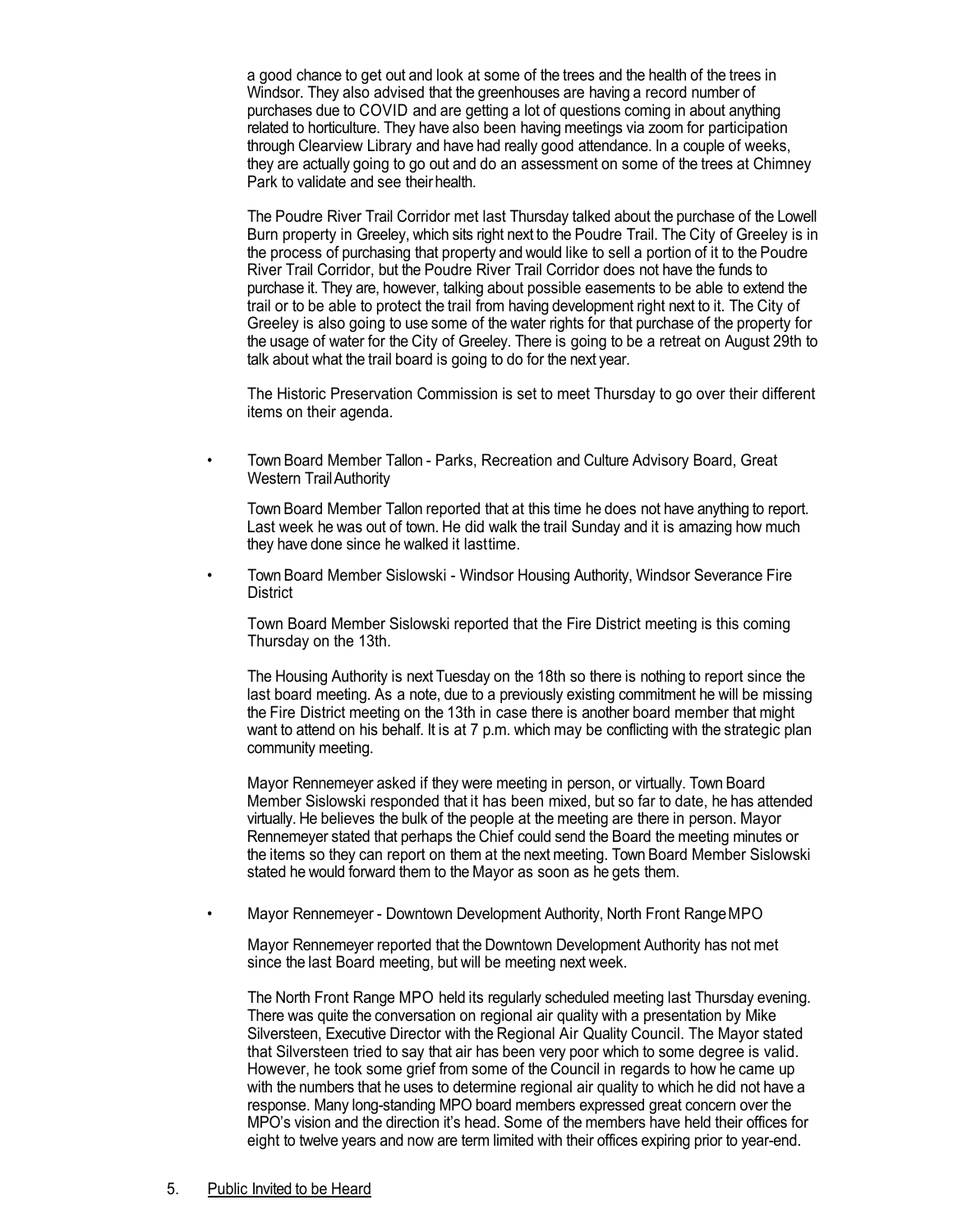a good chance to get out and look at some of the trees and the health of the trees in Windsor. They also advised that the greenhouses are having a record number of purchases due to COVID and are getting a lot of questions coming in about anything related to horticulture. They have also been having meetings via zoom for participation through Clearview Library and have had really good attendance. In a couple of weeks, they are actually going to go out and do an assessment on some of the trees at Chimney Park to validate and see their health.

The Poudre River Trail Corridor met last Thursday talked about the purchase of the Lowell Burn property in Greeley, which sits right next to the Poudre Trail. The City of Greeley is in the process of purchasing that property and would like to sell a portion of it to the Poudre River Trail Corridor, but the Poudre River Trail Corridor does not have the funds to purchase it. They are, however, talking about possible easements to be able to extend the trail or to be able to protect the trail from having development right next to it. The City of Greeley is also going to use some of the water rights for that purchase of the property for the usage of water for the City of Greeley. There is going to be a retreat on August 29th to talk about what the trail board is going to do for the next year.

The Historic Preservation Commission is set to meet Thursday to go over their different items on their agenda.

- Town Board Member Tallon - Parks, Recreation and Culture Advisory Board, Great Western Trail Authority

  Town Board Member Tallon reported that at this time he does not have anything to report. Last week he was out of town. He did walk the trail Sunday and it is amazing how much they have done since he walked it last time.

- Town Board Member Sislowski - Windsor Housing Authority, Windsor Severance Fire District

  Town Board Member Sislowski reported that the Fire District meeting is this coming Thursday on the 13th.

  The Housing Authority is next Tuesday on the 18th so there is nothing to report since the last board meeting. As a note, due to a previously existing commitment he will be missing the Fire District meeting on the 13th in case there is another board member that might want to attend on his behalf. It is at 7 p.m. which may be conflicting with the strategic plan community meeting.

  Mayor Rennemeyer asked if they were meeting in person, or virtually. Town Board Member Sislowski responded that it has been mixed, but so far to date, he has attended virtually. He believes the bulk of the people at the meeting are there in person. Mayor Rennemeyer stated that perhaps the Chief could send the Board the meeting minutes or the items so they can report on them at the next meeting. Town Board Member Sislowski stated he would forward them to the Mayor as soon as he gets them.

- Mayor Rennemeyer - Downtown Development Authority, North Front Range MPO

  Mayor Rennemeyer reported that the Downtown Development Authority has not met since the last Board meeting, but will be meeting next week.

  The North Front Range MPO held its regularly scheduled meeting last Thursday evening. There was quite the conversation on regional air quality with a presentation by Mike Silversteen, Executive Director with the Regional Air Quality Council. The Mayor stated that Silversteen tried to say that air has been very poor which to some degree is valid. However, he took some grief from some of the Council in regards to how he came up with the numbers that he uses to determine regional air quality to which he did not have a response. Many long-standing MPO board members expressed great concern over the MPO's vision and the direction it's head. Some of the members have held their offices for eight to twelve years and now are term limited with their offices expiring prior to year-end.

5. Public Invited to be Heard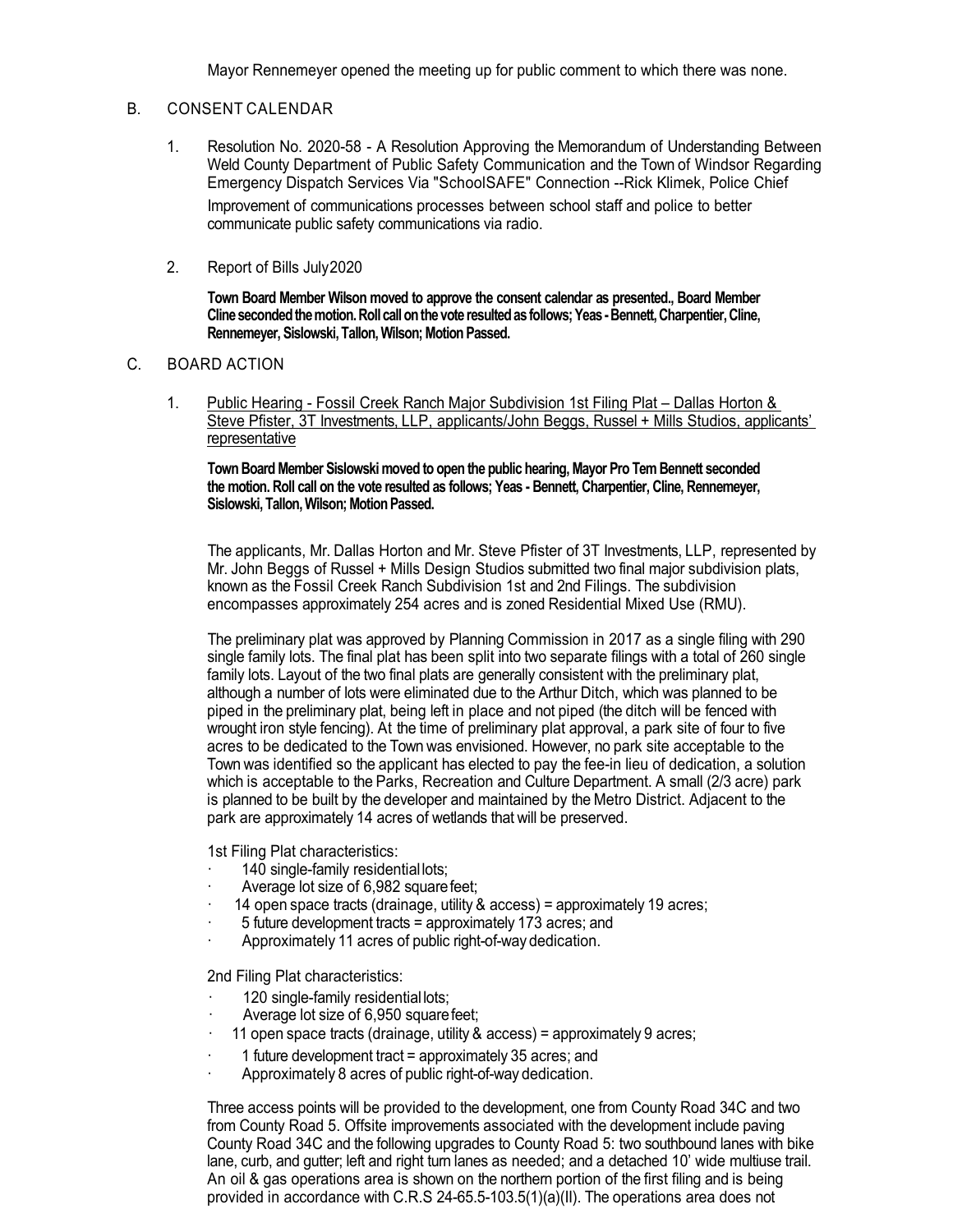Mayor Rennemeyer opened the meeting up for public comment to which there was none.

B. CONSENT CALENDAR

1. Resolution No. 2020-58 - A Resolution Approving the Memorandum of Understanding Between Weld County Department of Public Safety Communication and the Town of Windsor Regarding Emergency Dispatch Services Via "SchoolSAFE" Connection --Rick Klimek, Police Chief

   Improvement of communications processes between school staff and police to better communicate public safety communications via radio.

2. Report of Bills July2020

   **Town Board Member Wilson moved to approve the consent calendar as presented., Board Member Cline seconded the motion. Roll call on the vote resulted as follows; Yeas - Bennett, Charpentier, Cline, Rennemeyer, Sislowski, Tallon, Wilson; Motion Passed.**

C. BOARD ACTION

1. Public Hearing - Fossil Creek Ranch Major Subdivision 1st Filing Plat – Dallas Horton & Steve Pfister, 3T Investments, LLP, applicants/John Beggs, Russel + Mills Studios, applicants' representative

   **Town Board Member Sislowski moved to open the public hearing, Mayor Pro Tem Bennett seconded the motion. Roll call on the vote resulted as follows; Yeas - Bennett, Charpentier, Cline, Rennemeyer, Sislowski, Tallon, Wilson; Motion Passed.**

   The applicants, Mr. Dallas Horton and Mr. Steve Pfister of 3T Investments, LLP, represented by Mr. John Beggs of Russel + Mills Design Studios submitted two final major subdivision plats, known as the Fossil Creek Ranch Subdivision 1st and 2nd Filings. The subdivision encompasses approximately 254 acres and is zoned Residential Mixed Use (RMU).

   The preliminary plat was approved by Planning Commission in 2017 as a single filing with 290 single family lots. The final plat has been split into two separate filings with a total of 260 single family lots. Layout of the two final plats are generally consistent with the preliminary plat, although a number of lots were eliminated due to the Arthur Ditch, which was planned to be piped in the preliminary plat, being left in place and not piped (the ditch will be fenced with wrought iron style fencing). At the time of preliminary plat approval, a park site of four to five acres to be dedicated to the Town was envisioned. However, no park site acceptable to the Town was identified so the applicant has elected to pay the fee-in lieu of dedication, a solution which is acceptable to the Parks, Recreation and Culture Department. A small (2/3 acre) park is planned to be built by the developer and maintained by the Metro District. Adjacent to the park are approximately 14 acres of wetlands that will be preserved.

   1st Filing Plat characteristics:

   - 140 single-family residential lots;
   - Average lot size of 6,982 square feet;
   - 14 open space tracts (drainage, utility & access) = approximately 19 acres;
   - 5 future development tracts = approximately 173 acres; and
   - Approximately 11 acres of public right-of-way dedication.

   2nd Filing Plat characteristics:

   - 120 single-family residential lots;
   - Average lot size of 6,950 square feet;
   - 11 open space tracts (drainage, utility & access) = approximately 9 acres;
   - 1 future development tract = approximately 35 acres; and
   - Approximately 8 acres of public right-of-way dedication.

   Three access points will be provided to the development, one from County Road 34C and two from County Road 5. Offsite improvements associated with the development include paving County Road 34C and the following upgrades to County Road 5: two southbound lanes with bike lane, curb, and gutter; left and right turn lanes as needed; and a detached 10' wide multiuse trail. An oil & gas operations area is shown on the northern portion of the first filing and is being provided in accordance with C.R.S 24-65.5-103.5(1)(a)(II). The operations area does not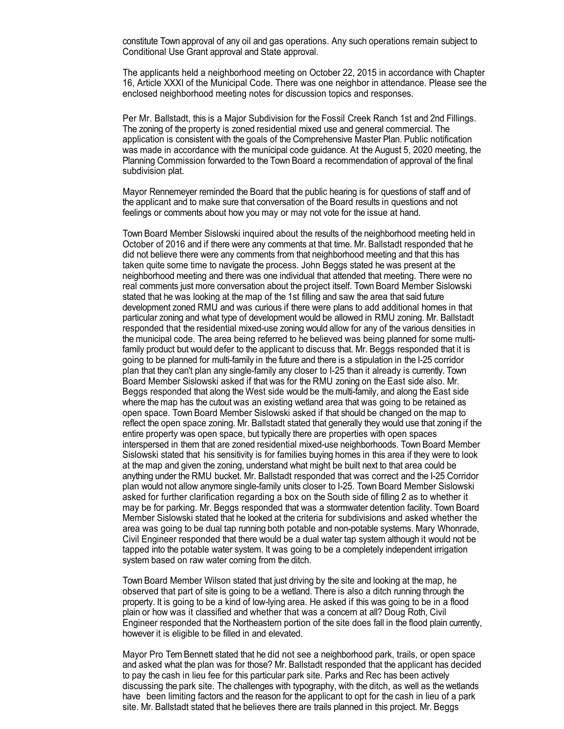constitute Town approval of any oil and gas operations. Any such operations remain subject to Conditional Use Grant approval and State approval.

The applicants held a neighborhood meeting on October 22, 2015 in accordance with Chapter 16, Article XXXI of the Municipal Code. There was one neighbor in attendance. Please see the enclosed neighborhood meeting notes for discussion topics and responses.

Per Mr. Ballstadt, this is a Major Subdivision for the Fossil Creek Ranch 1st and 2nd Fillings. The zoning of the property is zoned residential mixed use and general commercial. The application is consistent with the goals of the Comprehensive Master Plan. Public notification was made in accordance with the municipal code guidance. At the August 5, 2020 meeting, the Planning Commission forwarded to the Town Board a recommendation of approval of the final subdivision plat.

Mayor Rennemeyer reminded the Board that the public hearing is for questions of staff and of the applicant and to make sure that conversation of the Board results in questions and not feelings or comments about how you may or may not vote for the issue at hand.

Town Board Member Sislowski inquired about the results of the neighborhood meeting held in October of 2016 and if there were any comments at that time. Mr. Ballstadt responded that he did not believe there were any comments from that neighborhood meeting and that this has taken quite some time to navigate the process. John Beggs stated he was present at the neighborhood meeting and there was one individual that attended that meeting. There were no real comments just more conversation about the project itself. Town Board Member Sislowski stated that he was looking at the map of the 1st filling and saw the area that said future development zoned RMU and was curious if there were plans to add additional homes in that particular zoning and what type of development would be allowed in RMU zoning. Mr. Ballstadt responded that the residential mixed-use zoning would allow for any of the various densities in the municipal code. The area being referred to he believed was being planned for some multi-family product but would defer to the applicant to discuss that. Mr. Beggs responded that it is going to be planned for multi-family in the future and there is a stipulation in the I-25 corridor plan that they can't plan any single-family any closer to I-25 than it already is currently. Town Board Member Sislowski asked if that was for the RMU zoning on the East side also. Mr. Beggs responded that along the West side would be the multi-family, and along the East side where the map has the cutout was an existing wetland area that was going to be retained as open space. Town Board Member Sislowski asked if that should be changed on the map to reflect the open space zoning. Mr. Ballstadt stated that generally they would use that zoning if the entire property was open space, but typically there are properties with open spaces interspersed in them that are zoned residential mixed-use neighborhoods. Town Board Member Sislowski stated that his sensitivity is for families buying homes in this area if they were to look at the map and given the zoning, understand what might be built next to that area could be anything under the RMU bucket. Mr. Ballstadt responded that was correct and the I-25 Corridor plan would not allow anymore single-family units closer to I-25. Town Board Member Sislowski asked for further clarification regarding a box on the South side of filling 2 as to whether it may be for parking. Mr. Beggs responded that was a stormwater detention facility. Town Board Member Sislowski stated that he looked at the criteria for subdivisions and asked whether the area was going to be dual tap running both potable and non-potable systems. Mary Whonrade, Civil Engineer responded that there would be a dual water tap system although it would not be tapped into the potable water system. It was going to be a completely independent irrigation system based on raw water coming from the ditch.

Town Board Member Wilson stated that just driving by the site and looking at the map, he observed that part of site is going to be a wetland. There is also a ditch running through the property. It is going to be a kind of low-lying area. He asked if this was going to be in a flood plain or how was it classified and whether that was a concern at all? Doug Roth, Civil Engineer responded that the Northeastern portion of the site does fall in the flood plain currently, however it is eligible to be filled in and elevated.

Mayor Pro Tem Bennett stated that he did not see a neighborhood park, trails, or open space and asked what the plan was for those? Mr. Ballstadt responded that the applicant has decided to pay the cash in lieu fee for this particular park site. Parks and Rec has been actively discussing the park site. The challenges with typography, with the ditch, as well as the wetlands have been limiting factors and the reason for the applicant to opt for the cash in lieu of a park site. Mr. Ballstadt stated that he believes there are trails planned in this project. Mr. Beggs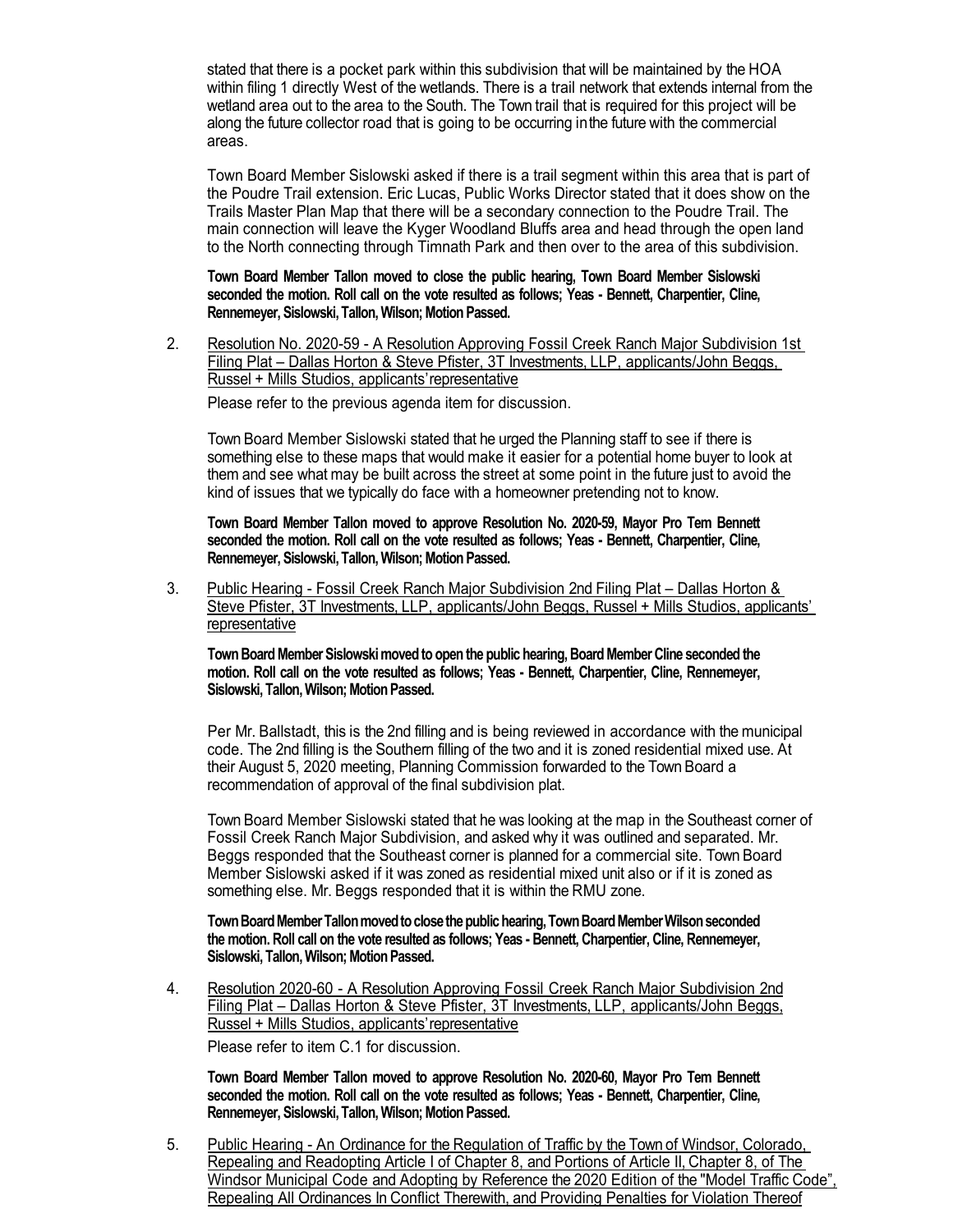stated that there is a pocket park within this subdivision that will be maintained by the HOA within filing 1 directly West of the wetlands. There is a trail network that extends internal from the wetland area out to the area to the South. The Town trail that is required for this project will be along the future collector road that is going to be occurring inthe future with the commercial areas.

Town Board Member Sislowski asked if there is a trail segment within this area that is part of the Poudre Trail extension. Eric Lucas, Public Works Director stated that it does show on the Trails Master Plan Map that there will be a secondary connection to the Poudre Trail. The main connection will leave the Kyger Woodland Bluffs area and head through the open land to the North connecting through Timnath Park and then over to the area of this subdivision.

**Town Board Member Tallon moved to close the public hearing, Town Board Member Sislowski seconded the motion. Roll call on the vote resulted as follows; Yeas - Bennett, Charpentier, Cline, Rennemeyer, Sislowski, Tallon, Wilson; Motion Passed.**

2. Resolution No. 2020-59 - A Resolution Approving Fossil Creek Ranch Major Subdivision 1st Filing Plat – Dallas Horton & Steve Pfister, 3T Investments, LLP, applicants/John Beggs, Russel + Mills Studios, applicants' representative

   Please refer to the previous agenda item for discussion.

   Town Board Member Sislowski stated that he urged the Planning staff to see if there is something else to these maps that would make it easier for a potential home buyer to look at them and see what may be built across the street at some point in the future just to avoid the kind of issues that we typically do face with a homeowner pretending not to know.

   **Town Board Member Tallon moved to approve Resolution No. 2020-59, Mayor Pro Tem Bennett seconded the motion. Roll call on the vote resulted as follows; Yeas - Bennett, Charpentier, Cline, Rennemeyer, Sislowski, Tallon, Wilson; Motion Passed.**

3. Public Hearing - Fossil Creek Ranch Major Subdivision 2nd Filing Plat – Dallas Horton & Steve Pfister, 3T Investments, LLP, applicants/John Beggs, Russel + Mills Studios, applicants' representative

   **Town Board Member Sislowski moved to open the public hearing, Board Member Cline seconded the motion. Roll call on the vote resulted as follows; Yeas - Bennett, Charpentier, Cline, Rennemeyer, Sislowski, Tallon, Wilson; Motion Passed.**

   Per Mr. Ballstadt, this is the 2nd filling and is being reviewed in accordance with the municipal code. The 2nd filling is the Southern filling of the two and it is zoned residential mixed use. At their August 5, 2020 meeting, Planning Commission forwarded to the Town Board a recommendation of approval of the final subdivision plat.

   Town Board Member Sislowski stated that he was looking at the map in the Southeast corner of Fossil Creek Ranch Major Subdivision, and asked why it was outlined and separated. Mr. Beggs responded that the Southeast corner is planned for a commercial site. Town Board Member Sislowski asked if it was zoned as residential mixed unit also or if it is zoned as something else. Mr. Beggs responded that it is within the RMU zone.

   **Town Board Member Tallon moved to close the public hearing, Town Board Member Wilson seconded the motion. Roll call on the vote resulted as follows; Yeas - Bennett, Charpentier, Cline, Rennemeyer, Sislowski, Tallon, Wilson; Motion Passed.**

4. Resolution 2020-60 - A Resolution Approving Fossil Creek Ranch Major Subdivision 2nd Filing Plat – Dallas Horton & Steve Pfister, 3T Investments, LLP, applicants/John Beggs, Russel + Mills Studios, applicants' representative

   Please refer to item C.1 for discussion.

   **Town Board Member Tallon moved to approve Resolution No. 2020-60, Mayor Pro Tem Bennett seconded the motion. Roll call on the vote resulted as follows; Yeas - Bennett, Charpentier, Cline, Rennemeyer, Sislowski, Tallon, Wilson; Motion Passed.**

5. Public Hearing - An Ordinance for the Regulation of Traffic by the Town of Windsor, Colorado, Repealing and Readopting Article I of Chapter 8, and Portions of Article II, Chapter 8, of The Windsor Municipal Code and Adopting by Reference the 2020 Edition of the "Model Traffic Code", Repealing All Ordinances In Conflict Therewith, and Providing Penalties for Violation Thereof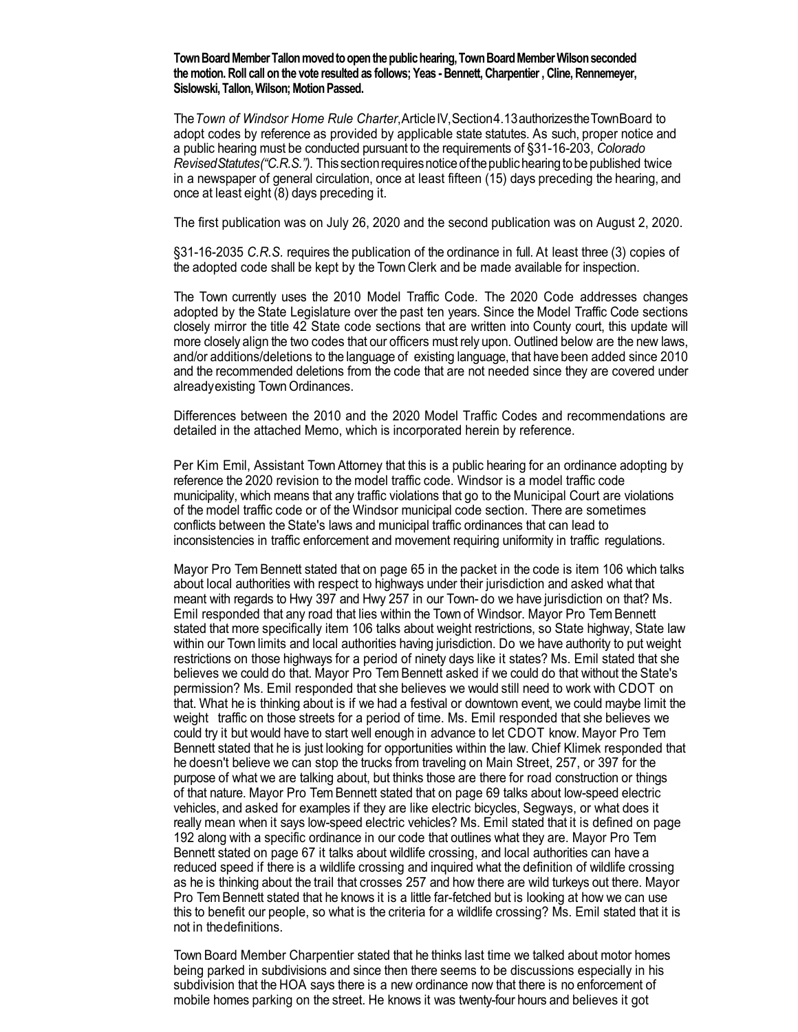**Town Board Member Tallon moved to open the public hearing, Town Board Member Wilson seconded the motion. Roll call on the vote resulted as follows; Yeas - Bennett, Charpentier , Cline, Rennemeyer, Sislowski, Tallon, Wilson; Motion Passed.**

The *Town of Windsor Home Rule Charter*, Article IV, Section 4.13 authorizes the Town Board to adopt codes by reference as provided by applicable state statutes. As such, proper notice and a public hearing must be conducted pursuant to the requirements of §31-16-203, *Colorado Revised Statutes ("C.R.S.")*. This section requires notice of the public hearing to be published twice in a newspaper of general circulation, once at least fifteen (15) days preceding the hearing, and once at least eight (8) days preceding it.

The first publication was on July 26, 2020 and the second publication was on August 2, 2020.

§31-16-2035 *C.R.S.* requires the publication of the ordinance in full. At least three (3) copies of the adopted code shall be kept by the Town Clerk and be made available for inspection.

The Town currently uses the 2010 Model Traffic Code. The 2020 Code addresses changes adopted by the State Legislature over the past ten years. Since the Model Traffic Code sections closely mirror the title 42 State code sections that are written into County court, this update will more closely align the two codes that our officers must rely upon. Outlined below are the new laws, and/or additions/deletions to the language of existing language, that have been added since 2010 and the recommended deletions from the code that are not needed since they are covered under already existing Town Ordinances.

Differences between the 2010 and the 2020 Model Traffic Codes and recommendations are detailed in the attached Memo, which is incorporated herein by reference.

Per Kim Emil, Assistant Town Attorney that this is a public hearing for an ordinance adopting by reference the 2020 revision to the model traffic code. Windsor is a model traffic code municipality, which means that any traffic violations that go to the Municipal Court are violations of the model traffic code or of the Windsor municipal code section. There are sometimes conflicts between the State's laws and municipal traffic ordinances that can lead to inconsistencies in traffic enforcement and movement requiring uniformity in traffic regulations.

Mayor Pro Tem Bennett stated that on page 65 in the packet in the code is item 106 which talks about local authorities with respect to highways under their jurisdiction and asked what that meant with regards to Hwy 397 and Hwy 257 in our Town- do we have jurisdiction on that? Ms. Emil responded that any road that lies within the Town of Windsor. Mayor Pro Tem Bennett stated that more specifically item 106 talks about weight restrictions, so State highway, State law within our Town limits and local authorities having jurisdiction. Do we have authority to put weight restrictions on those highways for a period of ninety days like it states? Ms. Emil stated that she believes we could do that. Mayor Pro Tem Bennett asked if we could do that without the State's permission? Ms. Emil responded that she believes we would still need to work with CDOT on that. What he is thinking about is if we had a festival or downtown event, we could maybe limit the weight traffic on those streets for a period of time. Ms. Emil responded that she believes we could try it but would have to start well enough in advance to let CDOT know. Mayor Pro Tem Bennett stated that he is just looking for opportunities within the law. Chief Klimek responded that he doesn't believe we can stop the trucks from traveling on Main Street, 257, or 397 for the purpose of what we are talking about, but thinks those are there for road construction or things of that nature. Mayor Pro Tem Bennett stated that on page 69 talks about low-speed electric vehicles, and asked for examples if they are like electric bicycles, Segways, or what does it really mean when it says low-speed electric vehicles? Ms. Emil stated that it is defined on page 192 along with a specific ordinance in our code that outlines what they are. Mayor Pro Tem Bennett stated on page 67 it talks about wildlife crossing, and local authorities can have a reduced speed if there is a wildlife crossing and inquired what the definition of wildlife crossing as he is thinking about the trail that crosses 257 and how there are wild turkeys out there. Mayor Pro Tem Bennett stated that he knows it is a little far-fetched but is looking at how we can use this to benefit our people, so what is the criteria for a wildlife crossing? Ms. Emil stated that it is not in the definitions.

Town Board Member Charpentier stated that he thinks last time we talked about motor homes being parked in subdivisions and since then there seems to be discussions especially in his subdivision that the HOA says there is a new ordinance now that there is no enforcement of mobile homes parking on the street. He knows it was twenty-four hours and believes it got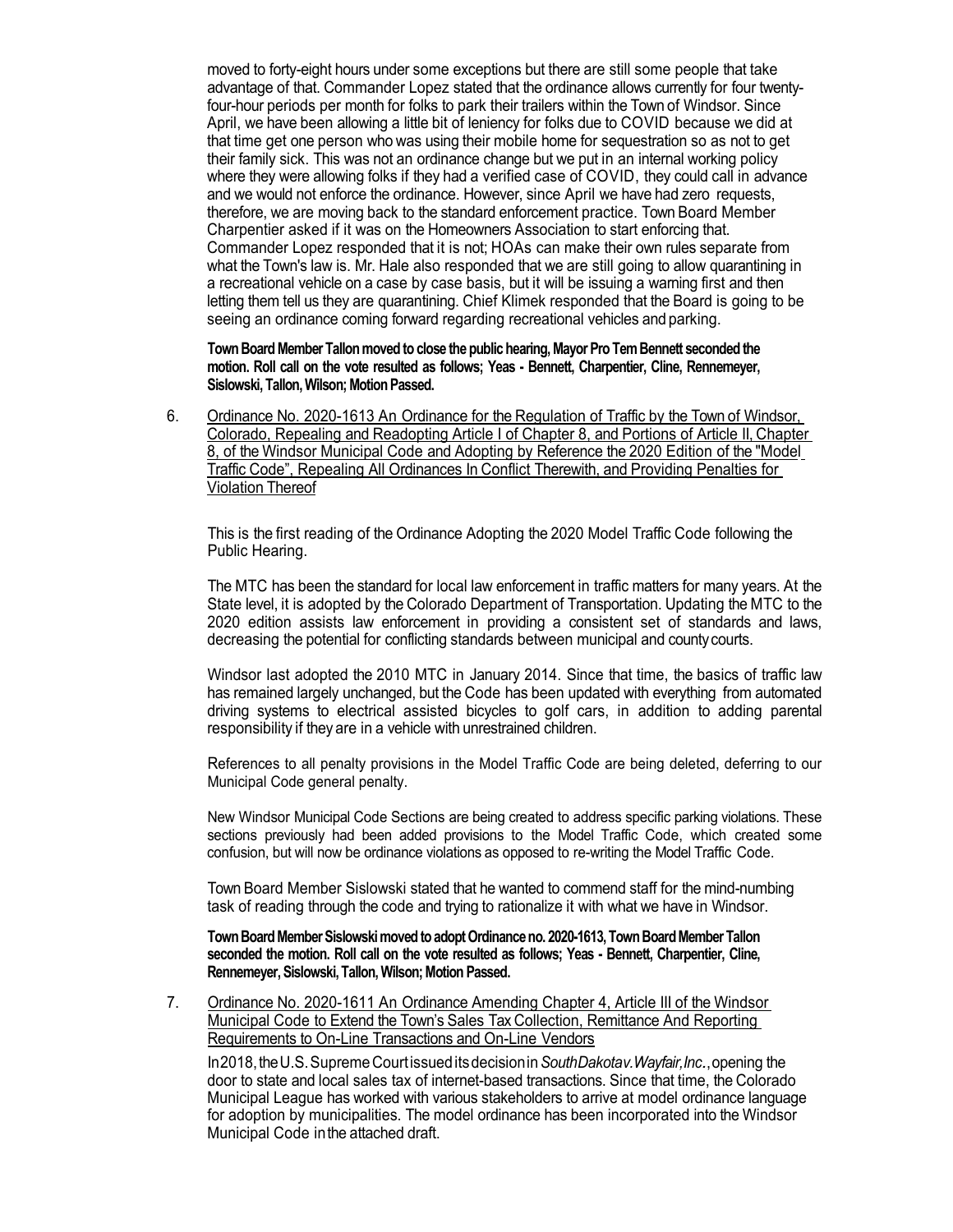moved to forty-eight hours under some exceptions but there are still some people that take advantage of that. Commander Lopez stated that the ordinance allows currently for four twenty-four-hour periods per month for folks to park their trailers within the Town of Windsor. Since April, we have been allowing a little bit of leniency for folks due to COVID because we did at that time get one person who was using their mobile home for sequestration so as not to get their family sick. This was not an ordinance change but we put in an internal working policy where they were allowing folks if they had a verified case of COVID, they could call in advance and we would not enforce the ordinance. However, since April we have had zero requests, therefore, we are moving back to the standard enforcement practice. Town Board Member Charpentier asked if it was on the Homeowners Association to start enforcing that. Commander Lopez responded that it is not; HOAs can make their own rules separate from what the Town's law is. Mr. Hale also responded that we are still going to allow quarantining in a recreational vehicle on a case by case basis, but it will be issuing a warning first and then letting them tell us they are quarantining. Chief Klimek responded that the Board is going to be seeing an ordinance coming forward regarding recreational vehicles and parking.

**Town Board Member Tallon moved to close the public hearing, Mayor Pro Tem Bennett seconded the motion. Roll call on the vote resulted as follows; Yeas - Bennett, Charpentier, Cline, Rennemeyer, Sislowski, Tallon, Wilson; Motion Passed.**

6. Ordinance No. 2020-1613 An Ordinance for the Regulation of Traffic by the Town of Windsor, Colorado, Repealing and Readopting Article I of Chapter 8, and Portions of Article II, Chapter 8, of the Windsor Municipal Code and Adopting by Reference the 2020 Edition of the "Model Traffic Code", Repealing All Ordinances In Conflict Therewith, and Providing Penalties for Violation Thereof

   This is the first reading of the Ordinance Adopting the 2020 Model Traffic Code following the Public Hearing.

   The MTC has been the standard for local law enforcement in traffic matters for many years. At the State level, it is adopted by the Colorado Department of Transportation. Updating the MTC to the 2020 edition assists law enforcement in providing a consistent set of standards and laws, decreasing the potential for conflicting standards between municipal and county courts.

   Windsor last adopted the 2010 MTC in January 2014. Since that time, the basics of traffic law has remained largely unchanged, but the Code has been updated with everything from automated driving systems to electrical assisted bicycles to golf cars, in addition to adding parental responsibility if they are in a vehicle with unrestrained children.

   References to all penalty provisions in the Model Traffic Code are being deleted, deferring to our Municipal Code general penalty.

   New Windsor Municipal Code Sections are being created to address specific parking violations. These sections previously had been added provisions to the Model Traffic Code, which created some confusion, but will now be ordinance violations as opposed to re-writing the Model Traffic Code.

   Town Board Member Sislowski stated that he wanted to commend staff for the mind-numbing task of reading through the code and trying to rationalize it with what we have in Windsor.

   **Town Board Member Sislowski moved to adopt Ordinance no. 2020-1613, Town Board Member Tallon seconded the motion. Roll call on the vote resulted as follows; Yeas - Bennett, Charpentier, Cline, Rennemeyer, Sislowski, Tallon, Wilson; Motion Passed.**

7. Ordinance No. 2020-1611 An Ordinance Amending Chapter 4, Article III of the Windsor Municipal Code to Extend the Town's Sales Tax Collection, Remittance And Reporting Requirements to On-Line Transactions and On-Line Vendors

   In 2018, the U.S. Supreme Court issued its decision in *South Dakota v. Wayfair, Inc.*, opening the door to state and local sales tax of internet-based transactions. Since that time, the Colorado Municipal League has worked with various stakeholders to arrive at model ordinance language for adoption by municipalities. The model ordinance has been incorporated into the Windsor Municipal Code in the attached draft.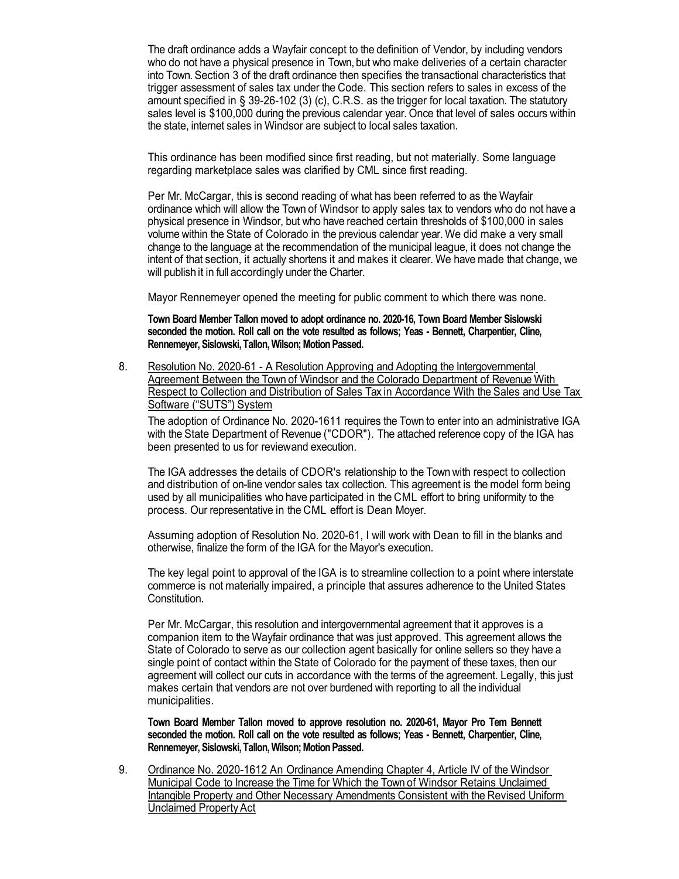The draft ordinance adds a Wayfair concept to the definition of Vendor, by including vendors who do not have a physical presence in Town, but who make deliveries of a certain character into Town. Section 3 of the draft ordinance then specifies the transactional characteristics that trigger assessment of sales tax under the Code. This section refers to sales in excess of the amount specified in § 39-26-102 (3) (c), C.R.S. as the trigger for local taxation. The statutory sales level is $100,000 during the previous calendar year. Once that level of sales occurs within the state, internet sales in Windsor are subject to local sales taxation.

This ordinance has been modified since first reading, but not materially. Some language regarding marketplace sales was clarified by CML since first reading.

Per Mr. McCargar, this is second reading of what has been referred to as the Wayfair ordinance which will allow the Town of Windsor to apply sales tax to vendors who do not have a physical presence in Windsor, but who have reached certain thresholds of $100,000 in sales volume within the State of Colorado in the previous calendar year. We did make a very small change to the language at the recommendation of the municipal league, it does not change the intent of that section, it actually shortens it and makes it clearer. We have made that change, we will publish it in full accordingly under the Charter.

Mayor Rennemeyer opened the meeting for public comment to which there was none.

**Town Board Member Tallon moved to adopt ordinance no. 2020-16, Town Board Member Sislowski seconded the motion. Roll call on the vote resulted as follows; Yeas - Bennett, Charpentier, Cline, Rennemeyer, Sislowski, Tallon, Wilson; Motion Passed.**

8. Resolution No. 2020-61 - A Resolution Approving and Adopting the Intergovernmental Agreement Between the Town of Windsor and the Colorado Department of Revenue With Respect to Collection and Distribution of Sales Tax in Accordance With the Sales and Use Tax Software ("SUTS") System

   The adoption of Ordinance No. 2020-1611 requires the Town to enter into an administrative IGA with the State Department of Revenue ("CDOR"). The attached reference copy of the IGA has been presented to us for reviewand execution.

   The IGA addresses the details of CDOR's relationship to the Town with respect to collection and distribution of on-line vendor sales tax collection. This agreement is the model form being used by all municipalities who have participated in the CML effort to bring uniformity to the process. Our representative in the CML effort is Dean Moyer.

   Assuming adoption of Resolution No. 2020-61, I will work with Dean to fill in the blanks and otherwise, finalize the form of the IGA for the Mayor's execution.

   The key legal point to approval of the IGA is to streamline collection to a point where interstate commerce is not materially impaired, a principle that assures adherence to the United States Constitution.

   Per Mr. McCargar, this resolution and intergovernmental agreement that it approves is a companion item to the Wayfair ordinance that was just approved. This agreement allows the State of Colorado to serve as our collection agent basically for online sellers so they have a single point of contact within the State of Colorado for the payment of these taxes, then our agreement will collect our cuts in accordance with the terms of the agreement. Legally, this just makes certain that vendors are not over burdened with reporting to all the individual municipalities.

   **Town Board Member Tallon moved to approve resolution no. 2020-61, Mayor Pro Tem Bennett seconded the motion. Roll call on the vote resulted as follows; Yeas - Bennett, Charpentier, Cline, Rennemeyer, Sislowski, Tallon, Wilson; Motion Passed.**

9. Ordinance No. 2020-1612 An Ordinance Amending Chapter 4, Article IV of the Windsor Municipal Code to Increase the Time for Which the Town of Windsor Retains Unclaimed Intangible Property and Other Necessary Amendments Consistent with the Revised Uniform Unclaimed Property Act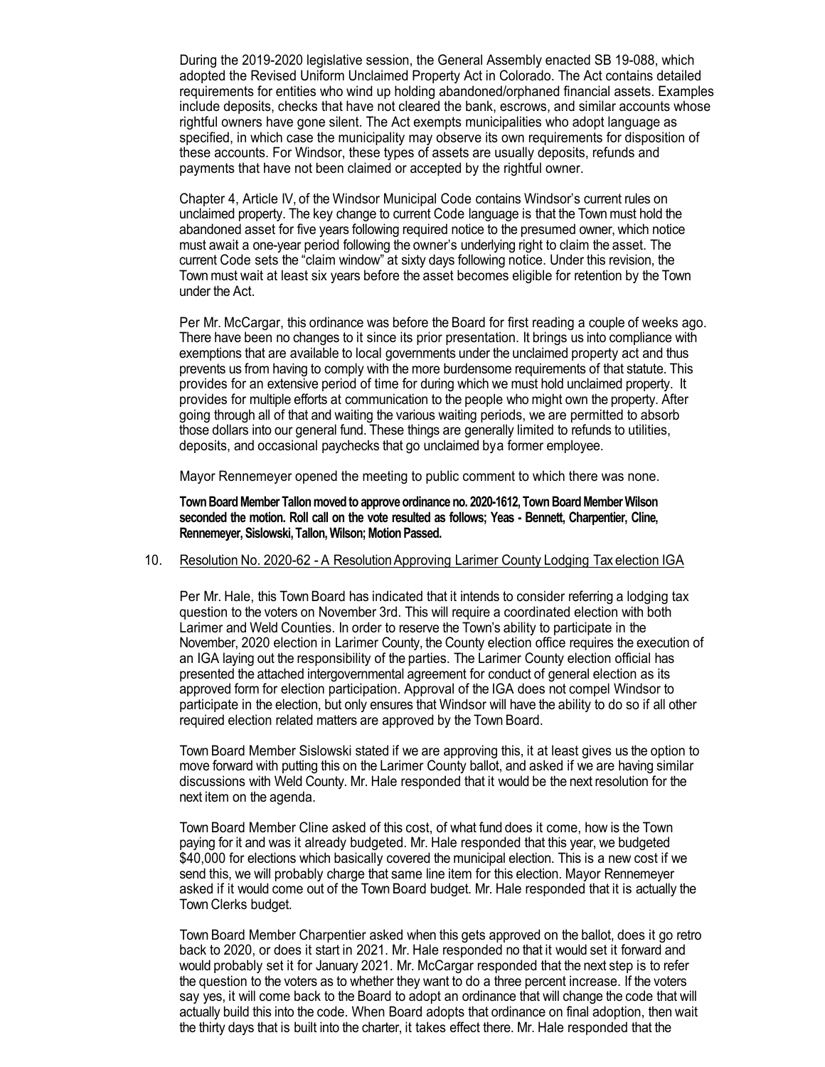During the 2019-2020 legislative session, the General Assembly enacted SB 19-088, which adopted the Revised Uniform Unclaimed Property Act in Colorado. The Act contains detailed requirements for entities who wind up holding abandoned/orphaned financial assets. Examples include deposits, checks that have not cleared the bank, escrows, and similar accounts whose rightful owners have gone silent. The Act exempts municipalities who adopt language as specified, in which case the municipality may observe its own requirements for disposition of these accounts. For Windsor, these types of assets are usually deposits, refunds and payments that have not been claimed or accepted by the rightful owner.

Chapter 4, Article IV, of the Windsor Municipal Code contains Windsor's current rules on unclaimed property. The key change to current Code language is that the Town must hold the abandoned asset for five years following required notice to the presumed owner, which notice must await a one-year period following the owner's underlying right to claim the asset. The current Code sets the "claim window" at sixty days following notice. Under this revision, the Town must wait at least six years before the asset becomes eligible for retention by the Town under the Act.

Per Mr. McCargar, this ordinance was before the Board for first reading a couple of weeks ago. There have been no changes to it since its prior presentation. It brings us into compliance with exemptions that are available to local governments under the unclaimed property act and thus prevents us from having to comply with the more burdensome requirements of that statute. This provides for an extensive period of time for during which we must hold unclaimed property. It provides for multiple efforts at communication to the people who might own the property. After going through all of that and waiting the various waiting periods, we are permitted to absorb those dollars into our general fund. These things are generally limited to refunds to utilities, deposits, and occasional paychecks that go unclaimed bya former employee.

Mayor Rennemeyer opened the meeting to public comment to which there was none.

**Town Board Member Tallon moved to approve ordinance no. 2020-1612, Town Board Member Wilson seconded the motion. Roll call on the vote resulted as follows; Yeas - Bennett, Charpentier, Cline, Rennemeyer, Sislowski, Tallon, Wilson; Motion Passed.**

10. Resolution No. 2020-62 - A Resolution Approving Larimer County Lodging Tax election IGA

Per Mr. Hale, this Town Board has indicated that it intends to consider referring a lodging tax question to the voters on November 3rd. This will require a coordinated election with both Larimer and Weld Counties. In order to reserve the Town's ability to participate in the November, 2020 election in Larimer County, the County election office requires the execution of an IGA laying out the responsibility of the parties. The Larimer County election official has presented the attached intergovernmental agreement for conduct of general election as its approved form for election participation. Approval of the IGA does not compel Windsor to participate in the election, but only ensures that Windsor will have the ability to do so if all other required election related matters are approved by the Town Board.

Town Board Member Sislowski stated if we are approving this, it at least gives us the option to move forward with putting this on the Larimer County ballot, and asked if we are having similar discussions with Weld County. Mr. Hale responded that it would be the next resolution for the next item on the agenda.

Town Board Member Cline asked of this cost, of what fund does it come, how is the Town paying for it and was it already budgeted. Mr. Hale responded that this year, we budgeted $40,000 for elections which basically covered the municipal election. This is a new cost if we send this, we will probably charge that same line item for this election. Mayor Rennemeyer asked if it would come out of the Town Board budget. Mr. Hale responded that it is actually the Town Clerks budget.

Town Board Member Charpentier asked when this gets approved on the ballot, does it go retro back to 2020, or does it start in 2021. Mr. Hale responded no that it would set it forward and would probably set it for January 2021. Mr. McCargar responded that the next step is to refer the question to the voters as to whether they want to do a three percent increase. If the voters say yes, it will come back to the Board to adopt an ordinance that will change the code that will actually build this into the code. When Board adopts that ordinance on final adoption, then wait the thirty days that is built into the charter, it takes effect there. Mr. Hale responded that the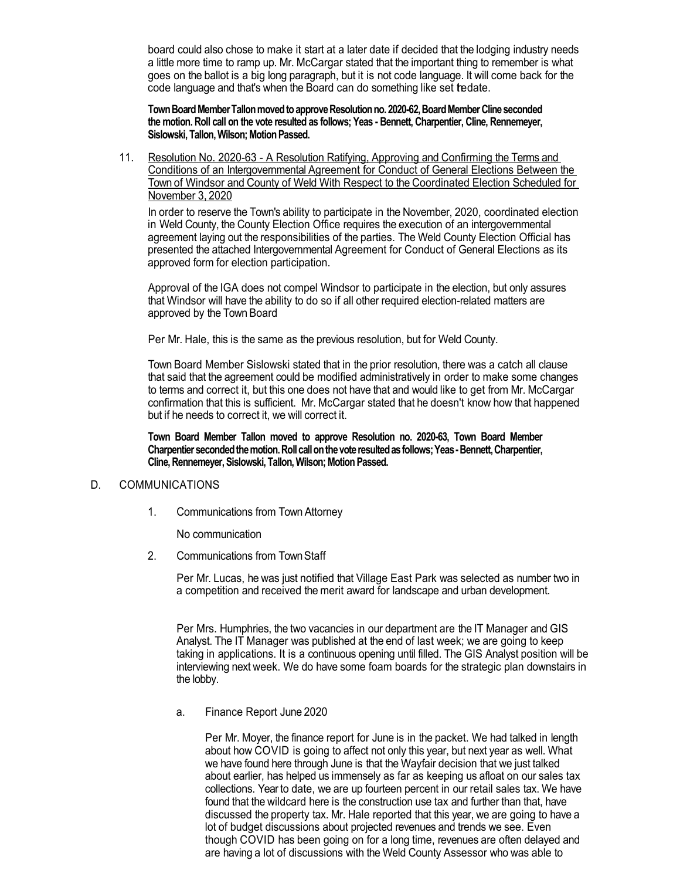board could also chose to make it start at a later date if decided that the lodging industry needs a little more time to ramp up. Mr. McCargar stated that the important thing to remember is what goes on the ballot is a big long paragraph, but it is not code language. It will come back for the code language and that's when the Board can do something like set the date.

**Town Board Member Tallon moved to approve Resolution no. 2020-62, Board Member Cline seconded the motion. Roll call on the vote resulted as follows; Yeas - Bennett, Charpentier, Cline, Rennemeyer, Sislowski, Tallon, Wilson; Motion Passed.**

11. Resolution No. 2020-63 - A Resolution Ratifying, Approving and Confirming the Terms and Conditions of an Intergovernmental Agreement for Conduct of General Elections Between the Town of Windsor and County of Weld With Respect to the Coordinated Election Scheduled for November 3, 2020

    In order to reserve the Town's ability to participate in the November, 2020, coordinated election in Weld County, the County Election Office requires the execution of an intergovernmental agreement laying out the responsibilities of the parties. The Weld County Election Official has presented the attached Intergovernmental Agreement for Conduct of General Elections as its approved form for election participation.

    Approval of the IGA does not compel Windsor to participate in the election, but only assures that Windsor will have the ability to do so if all other required election-related matters are approved by the Town Board

    Per Mr. Hale, this is the same as the previous resolution, but for Weld County.

    Town Board Member Sislowski stated that in the prior resolution, there was a catch all clause that said that the agreement could be modified administratively in order to make some changes to terms and correct it, but this one does not have that and would like to get from Mr. McCargar confirmation that this is sufficient. Mr. McCargar stated that he doesn't know how that happened but if he needs to correct it, we will correct it.

    **Town Board Member Tallon moved to approve Resolution no. 2020-63, Town Board Member Charpentier seconded the motion. Roll call on the vote resulted as follows; Yeas - Bennett, Charpentier, Cline, Rennemeyer, Sislowski, Tallon, Wilson; Motion Passed.**

D. COMMUNICATIONS

1. Communications from Town Attorney

    No communication

2. Communications from Town Staff

    Per Mr. Lucas, he was just notified that Village East Park was selected as number two in a competition and received the merit award for landscape and urban development.

    Per Mrs. Humphries, the two vacancies in our department are the IT Manager and GIS Analyst. The IT Manager was published at the end of last week; we are going to keep taking in applications. It is a continuous opening until filled. The GIS Analyst position will be interviewing next week. We do have some foam boards for the strategic plan downstairs in the lobby.

    a. Finance Report June 2020

        Per Mr. Moyer, the finance report for June is in the packet. We had talked in length about how COVID is going to affect not only this year, but next year as well. What we have found here through June is that the Wayfair decision that we just talked about earlier, has helped us immensely as far as keeping us afloat on our sales tax collections. Year to date, we are up fourteen percent in our retail sales tax. We have found that the wildcard here is the construction use tax and further than that, have discussed the property tax. Mr. Hale reported that this year, we are going to have a lot of budget discussions about projected revenues and trends we see. Even though COVID has been going on for a long time, revenues are often delayed and are having a lot of discussions with the Weld County Assessor who was able to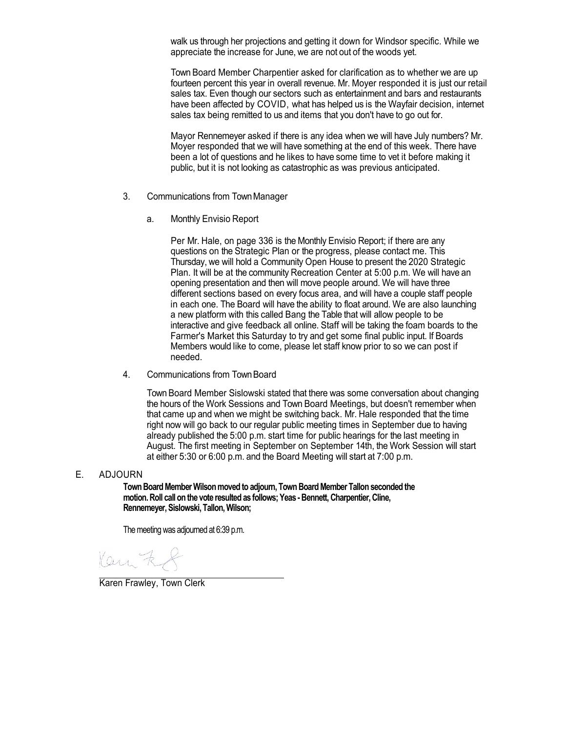walk us through her projections and getting it down for Windsor specific. While we appreciate the increase for June, we are not out of the woods yet.

Town Board Member Charpentier asked for clarification as to whether we are up fourteen percent this year in overall revenue. Mr. Moyer responded it is just our retail sales tax. Even though our sectors such as entertainment and bars and restaurants have been affected by COVID, what has helped us is the Wayfair decision, internet sales tax being remitted to us and items that you don't have to go out for.

Mayor Rennemeyer asked if there is any idea when we will have July numbers? Mr. Moyer responded that we will have something at the end of this week. There have been a lot of questions and he likes to have some time to vet it before making it public, but it is not looking as catastrophic as was previous anticipated.

3. Communications from Town Manager

   a. Monthly Envisio Report

      Per Mr. Hale, on page 336 is the Monthly Envisio Report; if there are any questions on the Strategic Plan or the progress, please contact me. This Thursday, we will hold a Community Open House to present the 2020 Strategic Plan. It will be at the community Recreation Center at 5:00 p.m. We will have an opening presentation and then will move people around. We will have three different sections based on every focus area, and will have a couple staff people in each one. The Board will have the ability to float around. We are also launching a new platform with this called Bang the Table that will allow people to be interactive and give feedback all online. Staff will be taking the foam boards to the Farmer's Market this Saturday to try and get some final public input. If Boards Members would like to come, please let staff know prior to so we can post if needed.

4. Communications from Town Board

   Town Board Member Sislowski stated that there was some conversation about changing the hours of the Work Sessions and Town Board Meetings, but doesn't remember when that came up and when we might be switching back. Mr. Hale responded that the time right now will go back to our regular public meeting times in September due to having already published the 5:00 p.m. start time for public hearings for the last meeting in August. The first meeting in September on September 14th, the Work Session will start at either 5:30 or 6:00 p.m. and the Board Meeting will start at 7:00 p.m.

E. ADJOURN

**Town Board Member Wilson moved to adjourn, Town Board Member Tallon seconded the motion. Roll call on the vote resulted as follows; Yeas - Bennett, Charpentier, Cline, Rennemeyer, Sislowski, Tallon, Wilson;**

The meeting was adjourned at 6:39 p.m.

Karen Frawley, Town Clerk